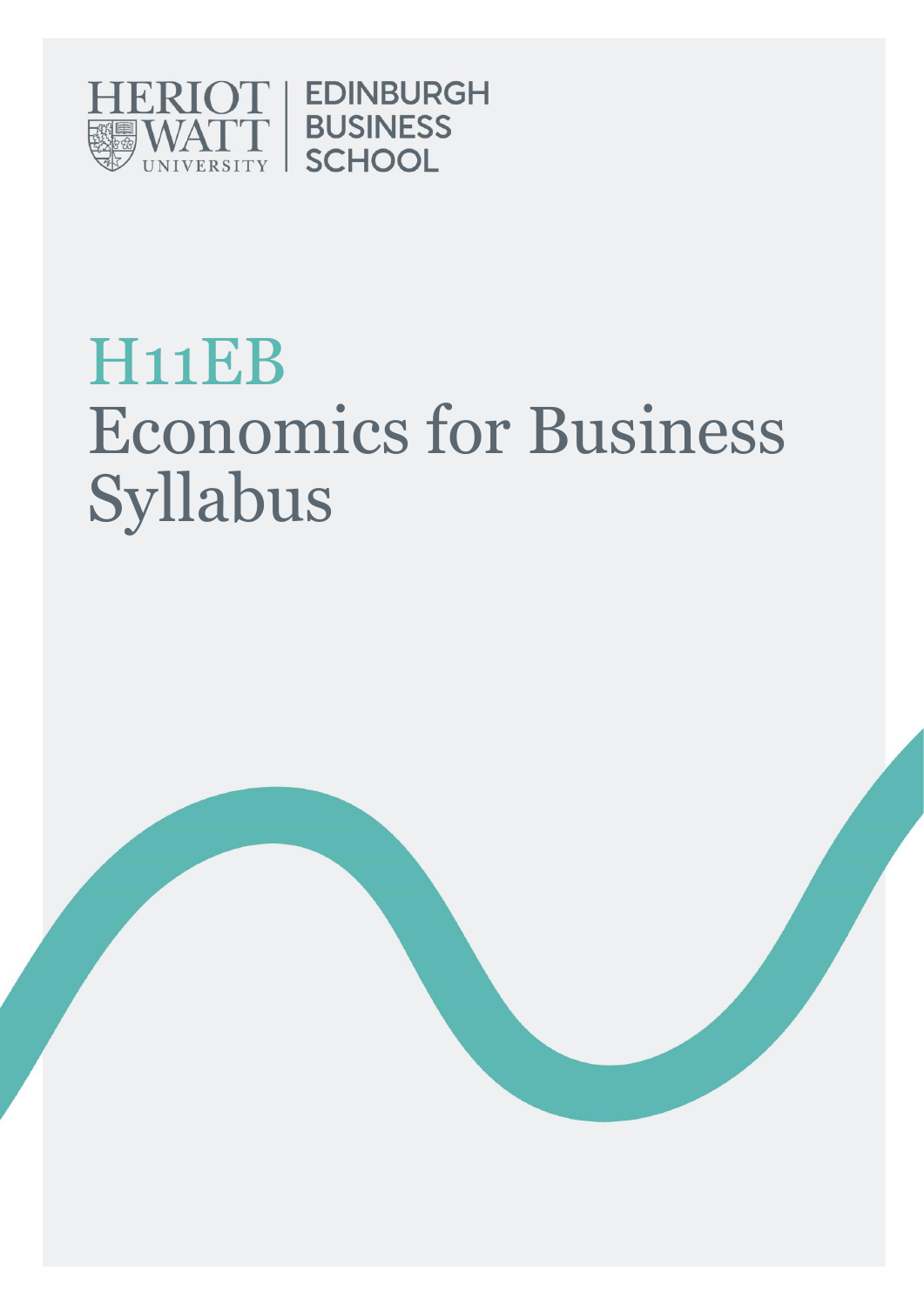HERIOT WATT UNIVERSITY | EDINBURGH BUSINESS SCHOOL

# H11EB
# Economics for Business Syllabus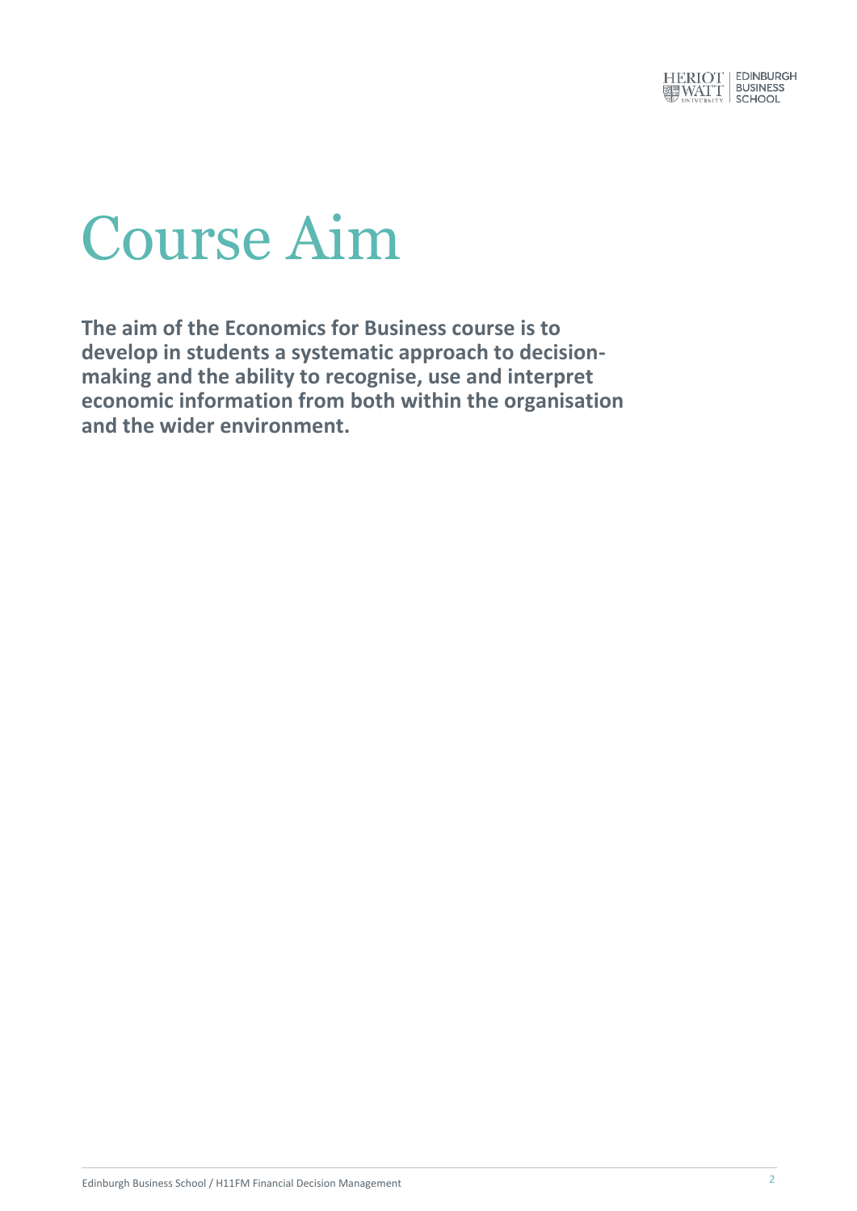# Course Aim

**The aim of the Economics for Business course is to develop in students a systematic approach to decision-making and the ability to recognise, use and interpret economic information from both within the organisation and the wider environment.**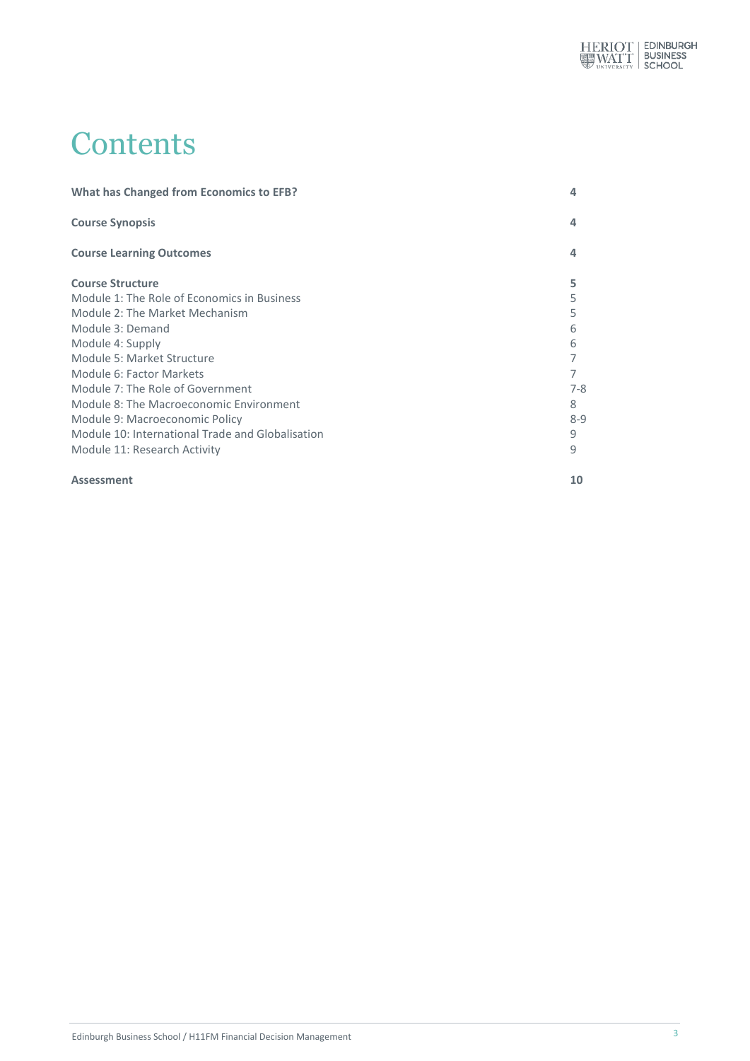# Contents

| | |
|---|---|
| **What has Changed from Economics to EFB?** | **4** |
| **Course Synopsis** | **4** |
| **Course Learning Outcomes** | **4** |
| **Course Structure** | **5** |
| Module 1: The Role of Economics in Business | 5 |
| Module 2: The Market Mechanism | 5 |
| Module 3: Demand | 6 |
| Module 4: Supply | 6 |
| Module 5: Market Structure | 7 |
| Module 6: Factor Markets | 7 |
| Module 7: The Role of Government | 7-8 |
| Module 8: The Macroeconomic Environment | 8 |
| Module 9: Macroeconomic Policy | 8-9 |
| Module 10: International Trade and Globalisation | 9 |
| Module 11: Research Activity | 9 |
| **Assessment** | **10** |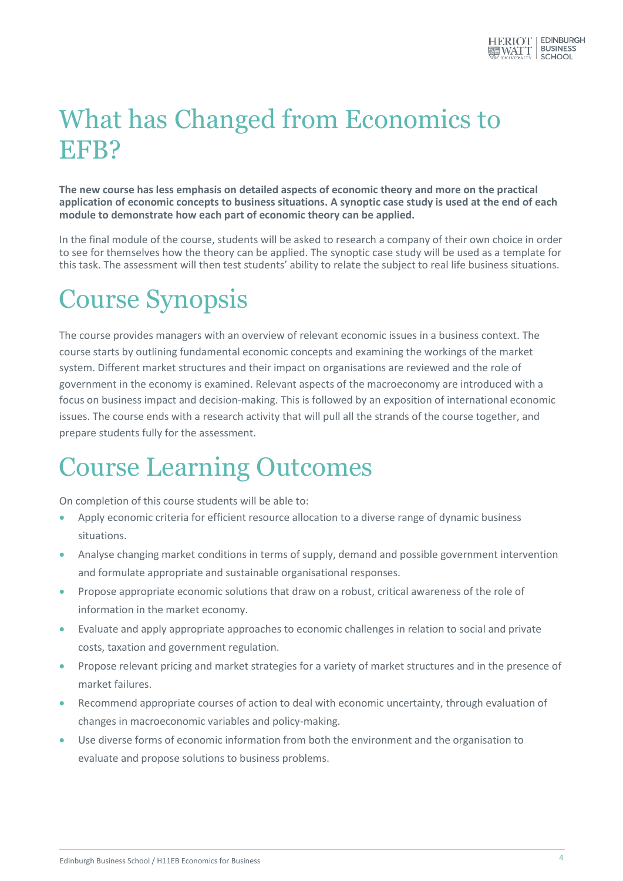# What has Changed from Economics to EFB?

**The new course has less emphasis on detailed aspects of economic theory and more on the practical application of economic concepts to business situations. A synoptic case study is used at the end of each module to demonstrate how each part of economic theory can be applied.**

In the final module of the course, students will be asked to research a company of their own choice in order to see for themselves how the theory can be applied. The synoptic case study will be used as a template for this task. The assessment will then test students' ability to relate the subject to real life business situations.

# Course Synopsis

The course provides managers with an overview of relevant economic issues in a business context. The course starts by outlining fundamental economic concepts and examining the workings of the market system. Different market structures and their impact on organisations are reviewed and the role of government in the economy is examined. Relevant aspects of the macroeconomy are introduced with a focus on business impact and decision-making. This is followed by an exposition of international economic issues. The course ends with a research activity that will pull all the strands of the course together, and prepare students fully for the assessment.

# Course Learning Outcomes

On completion of this course students will be able to:

- Apply economic criteria for efficient resource allocation to a diverse range of dynamic business situations.
- Analyse changing market conditions in terms of supply, demand and possible government intervention and formulate appropriate and sustainable organisational responses.
- Propose appropriate economic solutions that draw on a robust, critical awareness of the role of information in the market economy.
- Evaluate and apply appropriate approaches to economic challenges in relation to social and private costs, taxation and government regulation.
- Propose relevant pricing and market strategies for a variety of market structures and in the presence of market failures.
- Recommend appropriate courses of action to deal with economic uncertainty, through evaluation of changes in macroeconomic variables and policy-making.
- Use diverse forms of economic information from both the environment and the organisation to evaluate and propose solutions to business problems.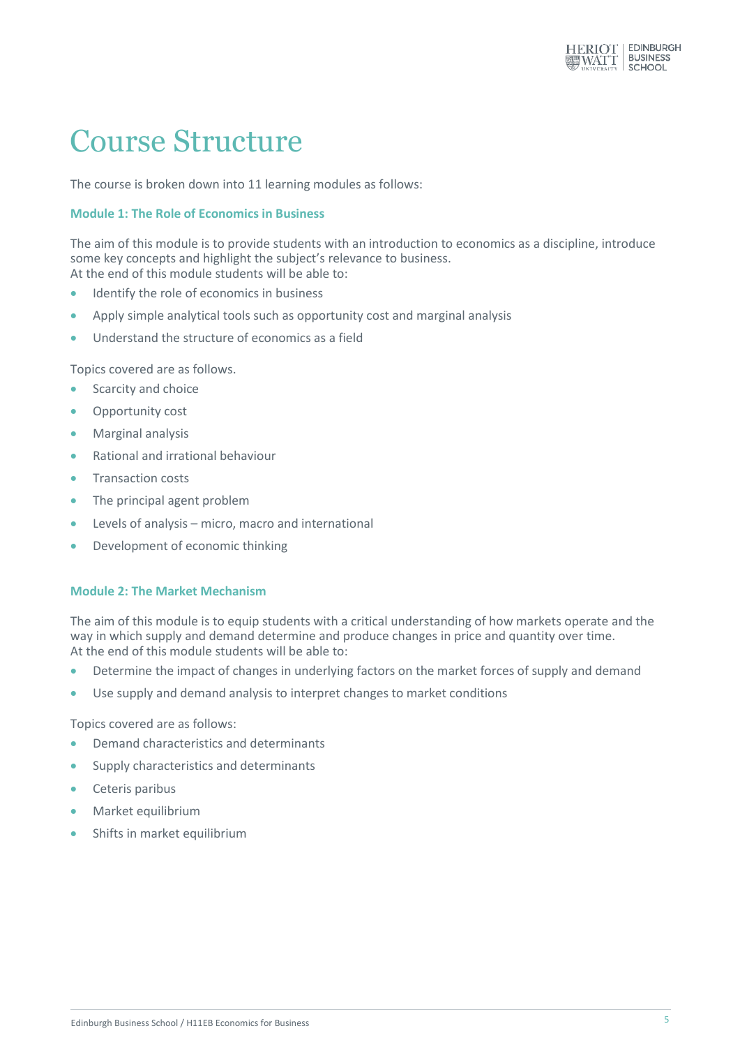# Course Structure

The course is broken down into 11 learning modules as follows:

### Module 1: The Role of Economics in Business

The aim of this module is to provide students with an introduction to economics as a discipline, introduce some key concepts and highlight the subject's relevance to business.
At the end of this module students will be able to:

- Identify the role of economics in business
- Apply simple analytical tools such as opportunity cost and marginal analysis
- Understand the structure of economics as a field

Topics covered are as follows.

- Scarcity and choice
- Opportunity cost
- Marginal analysis
- Rational and irrational behaviour
- Transaction costs
- The principal agent problem
- Levels of analysis – micro, macro and international
- Development of economic thinking

### Module 2: The Market Mechanism

The aim of this module is to equip students with a critical understanding of how markets operate and the way in which supply and demand determine and produce changes in price and quantity over time.
At the end of this module students will be able to:

- Determine the impact of changes in underlying factors on the market forces of supply and demand
- Use supply and demand analysis to interpret changes to market conditions

Topics covered are as follows:

- Demand characteristics and determinants
- Supply characteristics and determinants
- Ceteris paribus
- Market equilibrium
- Shifts in market equilibrium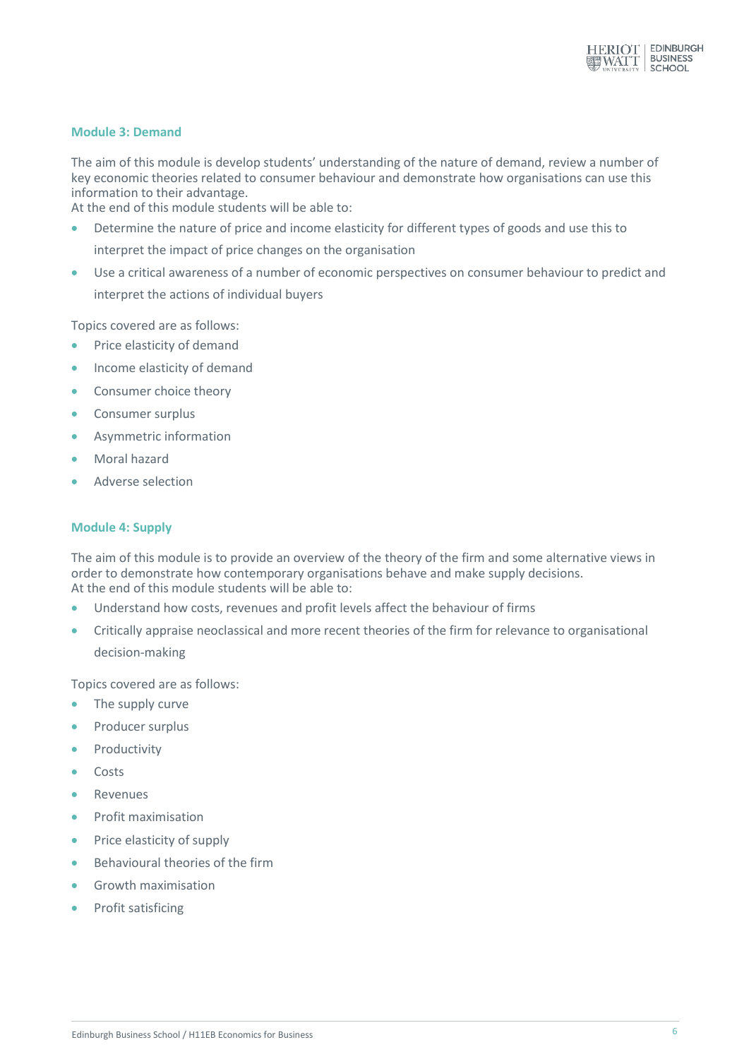## Module 3: Demand

The aim of this module is develop students' understanding of the nature of demand, review a number of key economic theories related to consumer behaviour and demonstrate how organisations can use this information to their advantage.
At the end of this module students will be able to:

- Determine the nature of price and income elasticity for different types of goods and use this to interpret the impact of price changes on the organisation
- Use a critical awareness of a number of economic perspectives on consumer behaviour to predict and interpret the actions of individual buyers

Topics covered are as follows:

- Price elasticity of demand
- Income elasticity of demand
- Consumer choice theory
- Consumer surplus
- Asymmetric information
- Moral hazard
- Adverse selection

## Module 4: Supply

The aim of this module is to provide an overview of the theory of the firm and some alternative views in order to demonstrate how contemporary organisations behave and make supply decisions.
At the end of this module students will be able to:

- Understand how costs, revenues and profit levels affect the behaviour of firms
- Critically appraise neoclassical and more recent theories of the firm for relevance to organisational decision-making

Topics covered are as follows:

- The supply curve
- Producer surplus
- Productivity
- Costs
- Revenues
- Profit maximisation
- Price elasticity of supply
- Behavioural theories of the firm
- Growth maximisation
- Profit satisficing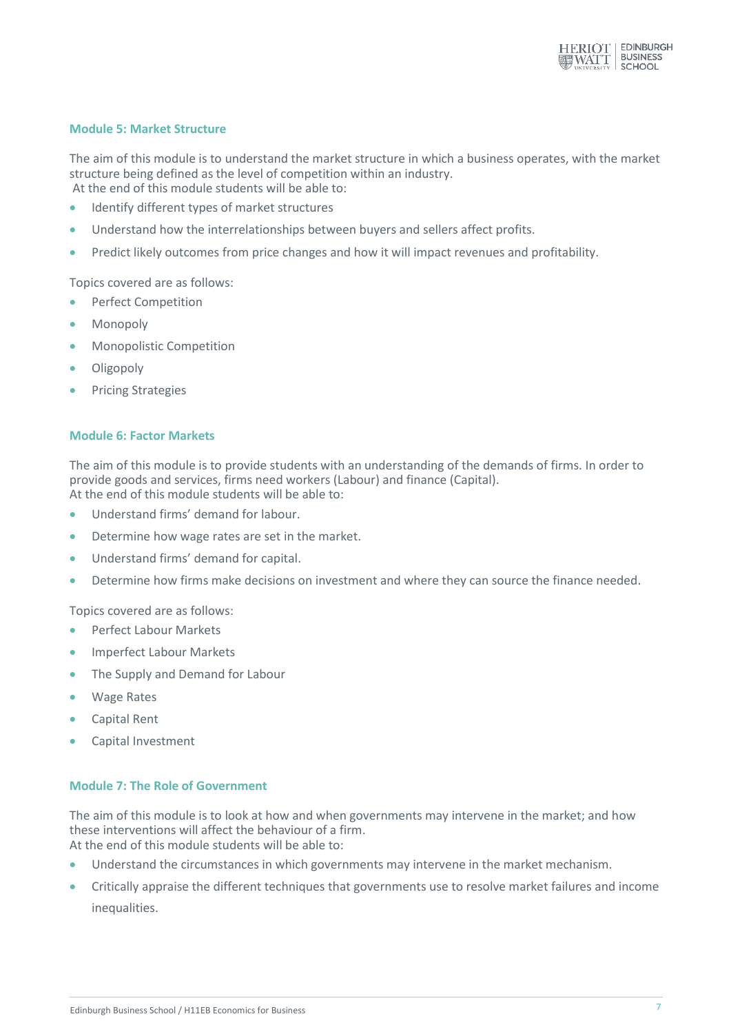### Module 5: Market Structure

The aim of this module is to understand the market structure in which a business operates, with the market structure being defined as the level of competition within an industry.
At the end of this module students will be able to:

- Identify different types of market structures
- Understand how the interrelationships between buyers and sellers affect profits.
- Predict likely outcomes from price changes and how it will impact revenues and profitability.

Topics covered are as follows:

- Perfect Competition
- Monopoly
- Monopolistic Competition
- Oligopoly
- Pricing Strategies

### Module 6: Factor Markets

The aim of this module is to provide students with an understanding of the demands of firms. In order to provide goods and services, firms need workers (Labour) and finance (Capital).
At the end of this module students will be able to:

- Understand firms' demand for labour.
- Determine how wage rates are set in the market.
- Understand firms' demand for capital.
- Determine how firms make decisions on investment and where they can source the finance needed.

Topics covered are as follows:

- Perfect Labour Markets
- Imperfect Labour Markets
- The Supply and Demand for Labour
- Wage Rates
- Capital Rent
- Capital Investment

### Module 7: The Role of Government

The aim of this module is to look at how and when governments may intervene in the market; and how these interventions will affect the behaviour of a firm.
At the end of this module students will be able to:

- Understand the circumstances in which governments may intervene in the market mechanism.
- Critically appraise the different techniques that governments use to resolve market failures and income inequalities.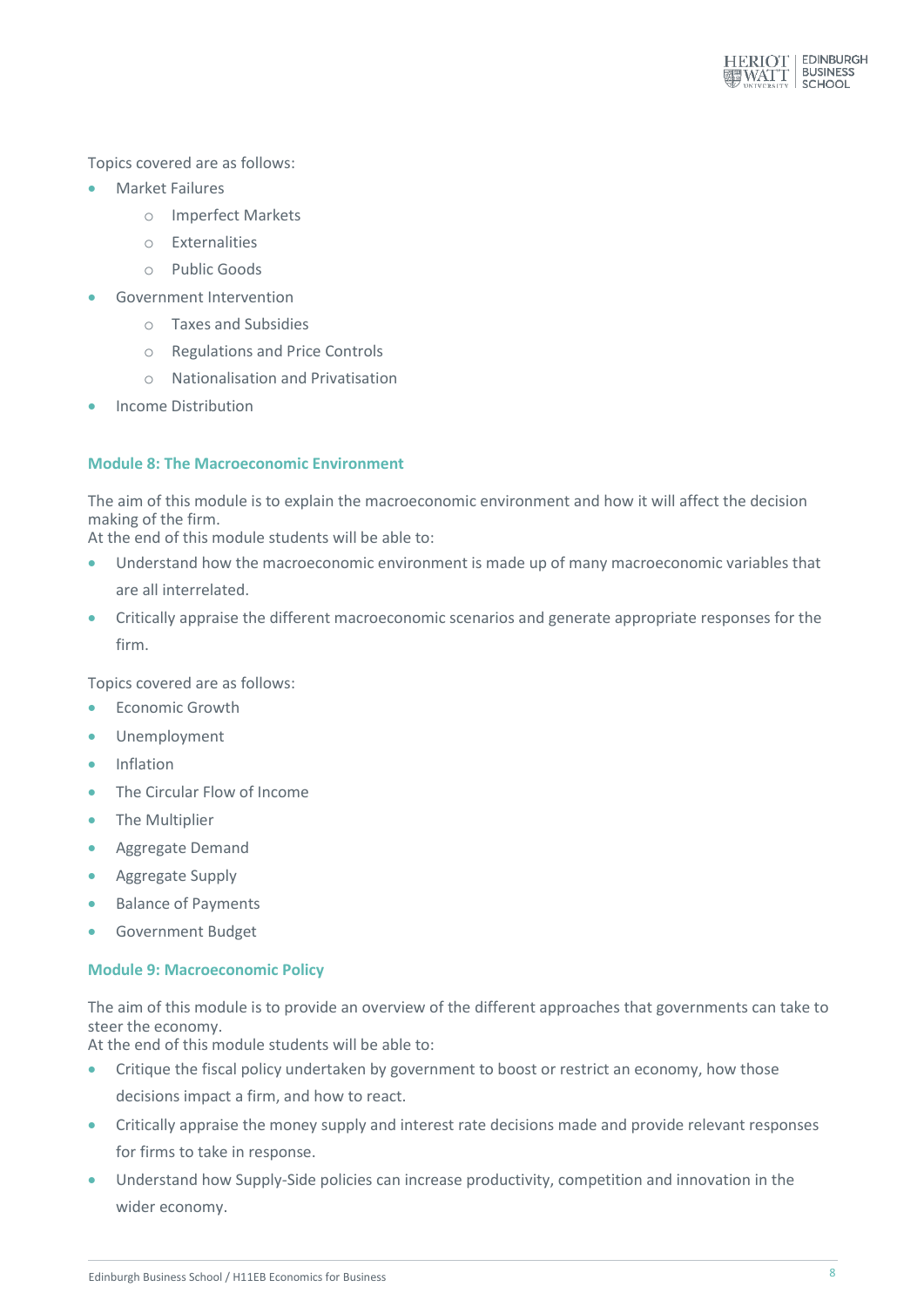Topics covered are as follows:

- Market Failures
    - Imperfect Markets
    - Externalities
    - Public Goods
- Government Intervention
    - Taxes and Subsidies
    - Regulations and Price Controls
    - Nationalisation and Privatisation
- Income Distribution

### Module 8: The Macroeconomic Environment

The aim of this module is to explain the macroeconomic environment and how it will affect the decision making of the firm.
At the end of this module students will be able to:

- Understand how the macroeconomic environment is made up of many macroeconomic variables that are all interrelated.
- Critically appraise the different macroeconomic scenarios and generate appropriate responses for the firm.

Topics covered are as follows:

- Economic Growth
- Unemployment
- Inflation
- The Circular Flow of Income
- The Multiplier
- Aggregate Demand
- Aggregate Supply
- Balance of Payments
- Government Budget

### Module 9: Macroeconomic Policy

The aim of this module is to provide an overview of the different approaches that governments can take to steer the economy.
At the end of this module students will be able to:

- Critique the fiscal policy undertaken by government to boost or restrict an economy, how those decisions impact a firm, and how to react.
- Critically appraise the money supply and interest rate decisions made and provide relevant responses for firms to take in response.
- Understand how Supply-Side policies can increase productivity, competition and innovation in the wider economy.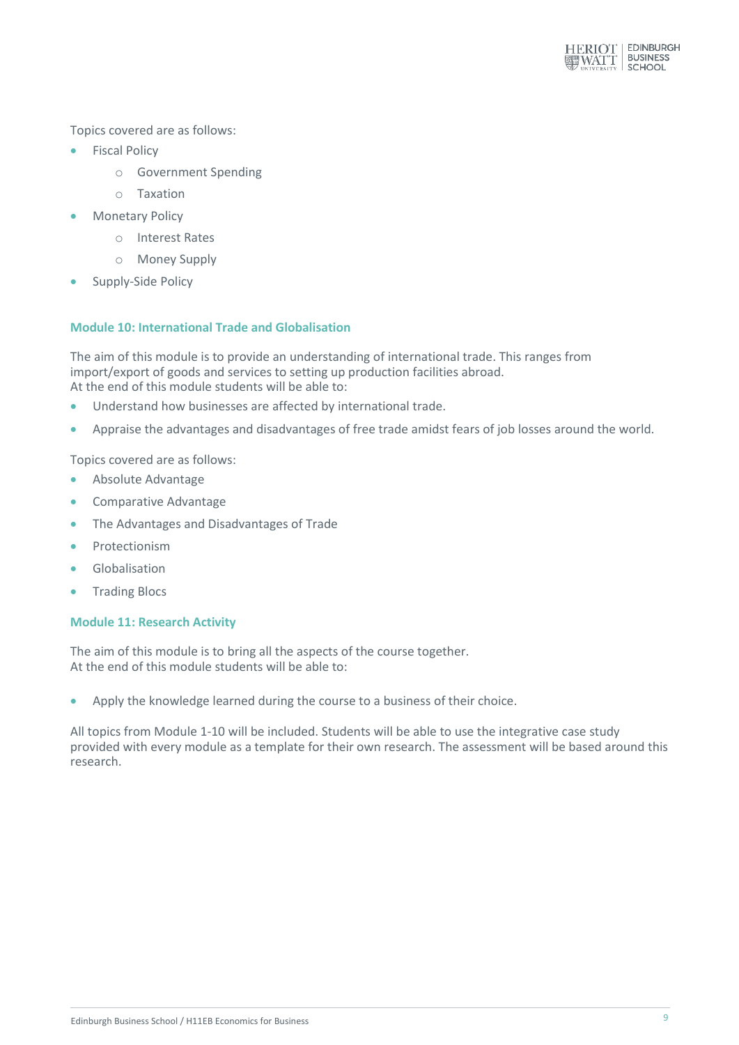Topics covered are as follows:

- Fiscal Policy
    - Government Spending
    - Taxation
- Monetary Policy
    - Interest Rates
    - Money Supply
- Supply-Side Policy

### Module 10: International Trade and Globalisation

The aim of this module is to provide an understanding of international trade. This ranges from import/export of goods and services to setting up production facilities abroad.
At the end of this module students will be able to:

- Understand how businesses are affected by international trade.
- Appraise the advantages and disadvantages of free trade amidst fears of job losses around the world.

Topics covered are as follows:

- Absolute Advantage
- Comparative Advantage
- The Advantages and Disadvantages of Trade
- Protectionism
- Globalisation
- Trading Blocs

### Module 11: Research Activity

The aim of this module is to bring all the aspects of the course together.
At the end of this module students will be able to:

- Apply the knowledge learned during the course to a business of their choice.

All topics from Module 1-10 will be included. Students will be able to use the integrative case study provided with every module as a template for their own research. The assessment will be based around this research.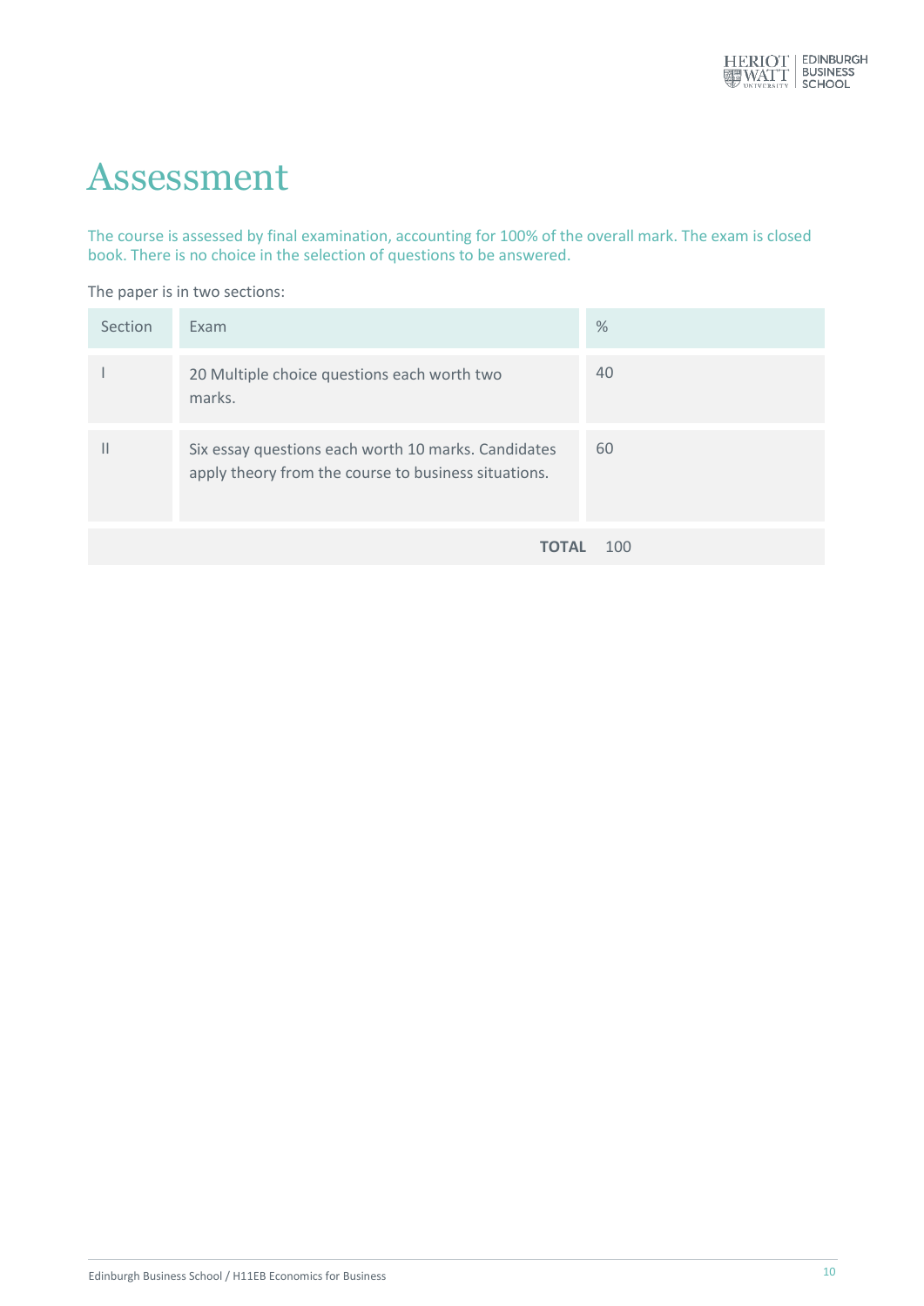# Assessment

The course is assessed by final examination, accounting for 100% of the overall mark. The exam is closed book. There is no choice in the selection of questions to be answered.

The paper is in two sections:

| Section | Exam | % |
|---|---|---|
| I | 20 Multiple choice questions each worth two marks. | 40 |
| II | Six essay questions each worth 10 marks. Candidates apply theory from the course to business situations. | 60 |
| | **TOTAL** | 100 |